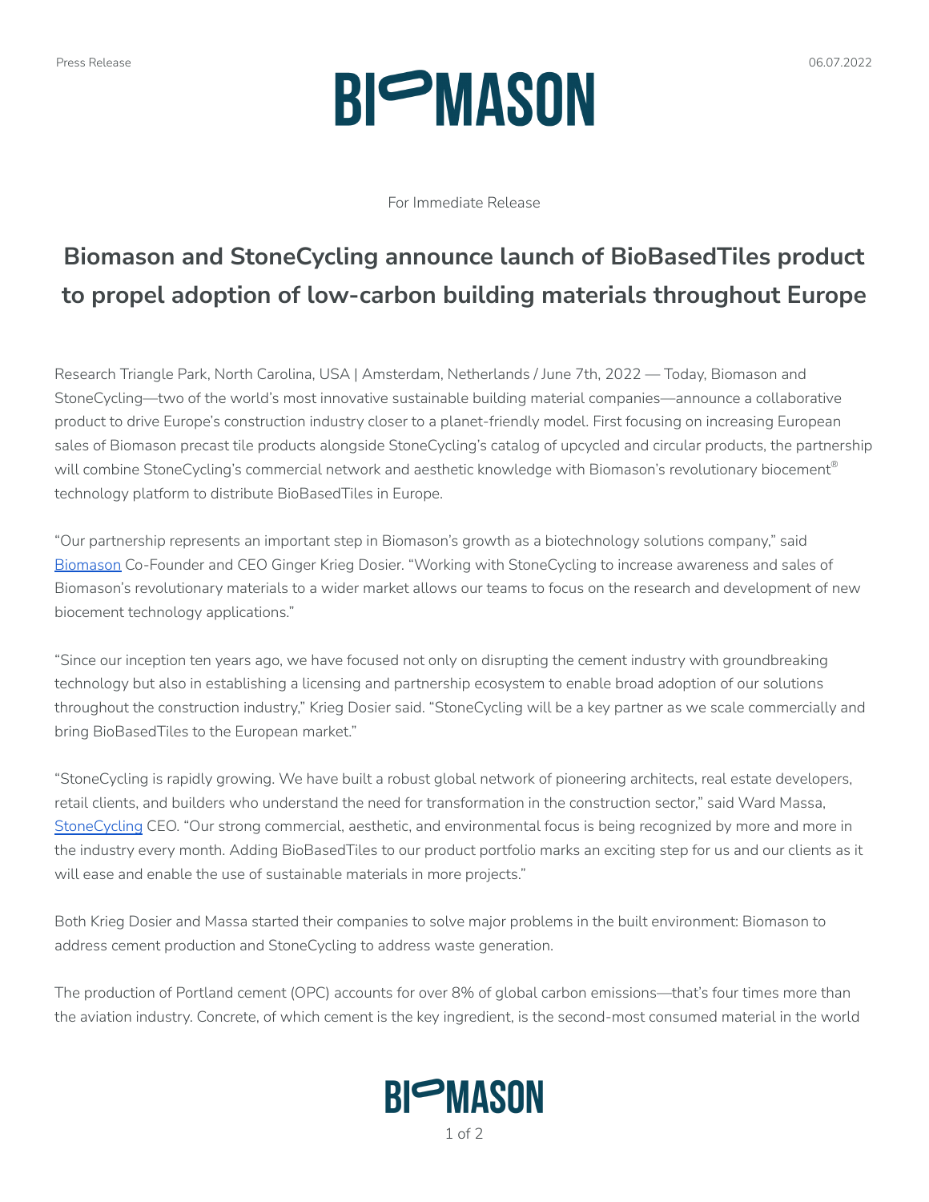Press Release

06.07.2022

BIOMASON

For Immediate Release

# Biomason and StoneCycling announce launch of BioBasedTiles product to propel adoption of low-carbon building materials throughout Europe

Research Triangle Park, North Carolina, USA | Amsterdam, Netherlands / June 7th, 2022 — Today, Biomason and StoneCycling—two of the world's most innovative sustainable building material companies—announce a collaborative product to drive Europe's construction industry closer to a planet-friendly model. First focusing on increasing European sales of Biomason precast tile products alongside StoneCycling's catalog of upcycled and circular products, the partnership will combine StoneCycling's commercial network and aesthetic knowledge with Biomason's revolutionary biocement® technology platform to distribute BioBasedTiles in Europe.

"Our partnership represents an important step in Biomason's growth as a biotechnology solutions company," said Biomason Co-Founder and CEO Ginger Krieg Dosier. "Working with StoneCycling to increase awareness and sales of Biomason's revolutionary materials to a wider market allows our teams to focus on the research and development of new biocement technology applications."

"Since our inception ten years ago, we have focused not only on disrupting the cement industry with groundbreaking technology but also in establishing a licensing and partnership ecosystem to enable broad adoption of our solutions throughout the construction industry," Krieg Dosier said. "StoneCycling will be a key partner as we scale commercially and bring BioBasedTiles to the European market."

"StoneCycling is rapidly growing. We have built a robust global network of pioneering architects, real estate developers, retail clients, and builders who understand the need for transformation in the construction sector," said Ward Massa, StoneCycling CEO. "Our strong commercial, aesthetic, and environmental focus is being recognized by more and more in the industry every month. Adding BioBasedTiles to our product portfolio marks an exciting step for us and our clients as it will ease and enable the use of sustainable materials in more projects."

Both Krieg Dosier and Massa started their companies to solve major problems in the built environment: Biomason to address cement production and StoneCycling to address waste generation.

The production of Portland cement (OPC) accounts for over 8% of global carbon emissions—that's four times more than the aviation industry. Concrete, of which cement is the key ingredient, is the second-most consumed material in the world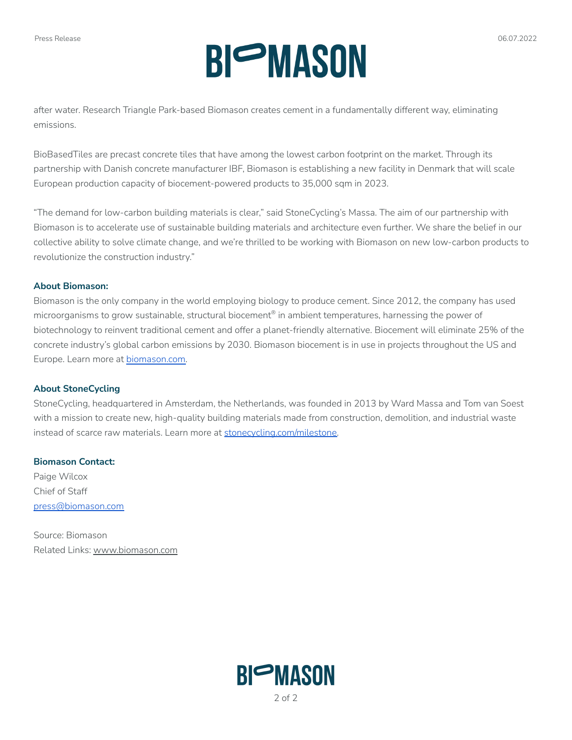after water. Research Triangle Park-based Biomason creates cement in a fundamentally different way, eliminating emissions.

BioBasedTiles are precast concrete tiles that have among the lowest carbon footprint on the market. Through its partnership with Danish concrete manufacturer IBF, Biomason is establishing a new facility in Denmark that will scale European production capacity of biocement-powered products to 35,000 sqm in 2023.

"The demand for low-carbon building materials is clear," said StoneCycling's Massa. The aim of our partnership with Biomason is to accelerate use of sustainable building materials and architecture even further. We share the belief in our collective ability to solve climate change, and we're thrilled to be working with Biomason on new low-carbon products to revolutionize the construction industry."

**About Biomason:**

Biomason is the only company in the world employing biology to produce cement. Since 2012, the company has used microorganisms to grow sustainable, structural biocement® in ambient temperatures, harnessing the power of biotechnology to reinvent traditional cement and offer a planet-friendly alternative. Biocement will eliminate 25% of the concrete industry's global carbon emissions by 2030. Biomason biocement is in use in projects throughout the US and Europe. Learn more at biomason.com.

**About StoneCycling**

StoneCycling, headquartered in Amsterdam, the Netherlands, was founded in 2013 by Ward Massa and Tom van Soest with a mission to create new, high-quality building materials made from construction, demolition, and industrial waste instead of scarce raw materials. Learn more at stonecycling.com/milestone.

**Biomason Contact:**

Paige Wilcox
Chief of Staff
press@biomason.com

Source: Biomason
Related Links: www.biomason.com